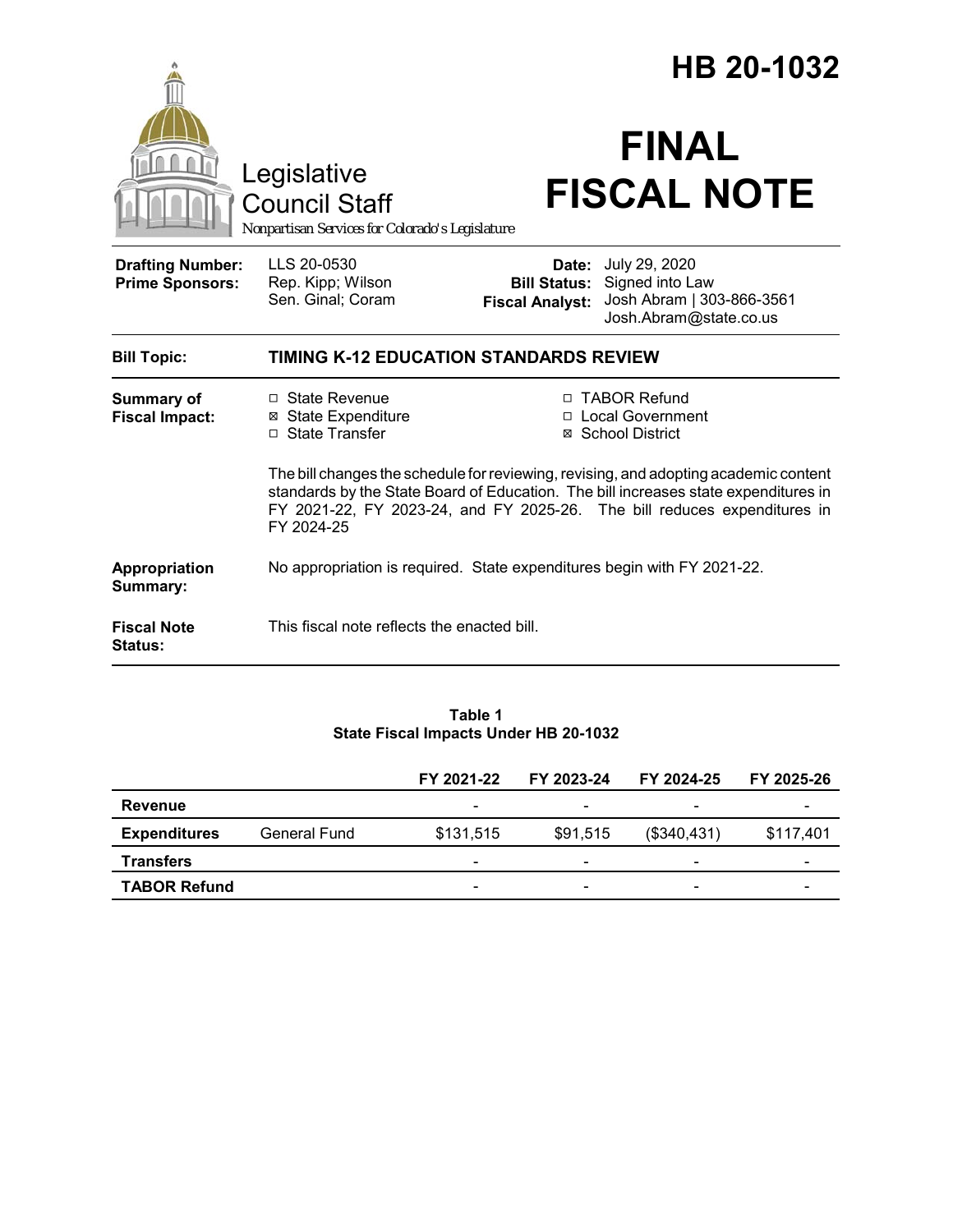# HB 20-1032

Legislative Council Staff

*Nonpartisan Services for Colorado's Legislature*

# FINAL FISCAL NOTE

| | | | |
|---|---|---|---|
| **Drafting Number:** | LLS 20-0530 | **Date:** | July 29, 2020 |
| **Prime Sponsors:** | Rep. Kipp; Wilson<br>Sen. Ginal; Coram | **Bill Status:** | Signed into Law |
| | | **Fiscal Analyst:** | Josh Abram \| 303-866-3561<br>Josh.Abram@state.co.us |

**Bill Topic:** **TIMING K-12 EDUCATION STANDARDS REVIEW**

**Summary of Fiscal Impact:**

- ☐ State Revenue
- ☒ State Expenditure
- ☐ State Transfer
- ☐ TABOR Refund
- ☐ Local Government
- ☒ School District

The bill changes the schedule for reviewing, revising, and adopting academic content standards by the State Board of Education. The bill increases state expenditures in FY 2021-22, FY 2023-24, and FY 2025-26. The bill reduces expenditures in FY 2024-25

**Appropriation Summary:** No appropriation is required. State expenditures begin with FY 2021-22.

**Fiscal Note Status:** This fiscal note reflects the enacted bill.

**Table 1**
**State Fiscal Impacts Under HB 20-1032**

| | | FY 2021-22 | FY 2023-24 | FY 2024-25 | FY 2025-26 |
|---|---|---|---|---|---|
| **Revenue** | | - | - | - | - |
| **Expenditures** | General Fund | $131,515 | $91,515 | ($340,431) | $117,401 |
| **Transfers** | | - | - | - | - |
| **TABOR Refund** | | - | - | - | - |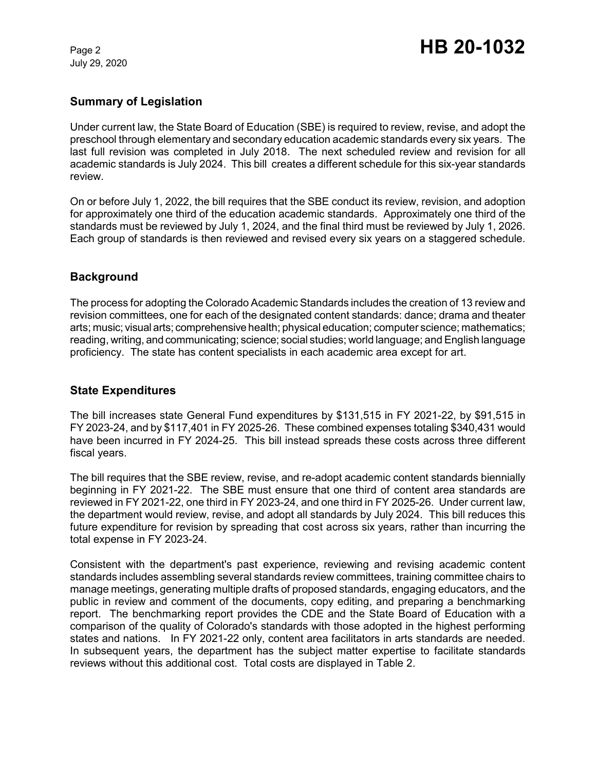## Summary of Legislation

Under current law, the State Board of Education (SBE) is required to review, revise, and adopt the preschool through elementary and secondary education academic standards every six years. The last full revision was completed in July 2018. The next scheduled review and revision for all academic standards is July 2024. This bill creates a different schedule for this six-year standards review.

On or before July 1, 2022, the bill requires that the SBE conduct its review, revision, and adoption for approximately one third of the education academic standards. Approximately one third of the standards must be reviewed by July 1, 2024, and the final third must be reviewed by July 1, 2026. Each group of standards is then reviewed and revised every six years on a staggered schedule.

## Background

The process for adopting the Colorado Academic Standards includes the creation of 13 review and revision committees, one for each of the designated content standards: dance; drama and theater arts; music; visual arts; comprehensive health; physical education; computer science; mathematics; reading, writing, and communicating; science; social studies; world language; and English language proficiency. The state has content specialists in each academic area except for art.

## State Expenditures

The bill increases state General Fund expenditures by $131,515 in FY 2021-22, by $91,515 in FY 2023-24, and by $117,401 in FY 2025-26. These combined expenses totaling $340,431 would have been incurred in FY 2024-25. This bill instead spreads these costs across three different fiscal years.

The bill requires that the SBE review, revise, and re-adopt academic content standards biennially beginning in FY 2021-22. The SBE must ensure that one third of content area standards are reviewed in FY 2021-22, one third in FY 2023-24, and one third in FY 2025-26. Under current law, the department would review, revise, and adopt all standards by July 2024. This bill reduces this future expenditure for revision by spreading that cost across six years, rather than incurring the total expense in FY 2023-24.

Consistent with the department's past experience, reviewing and revising academic content standards includes assembling several standards review committees, training committee chairs to manage meetings, generating multiple drafts of proposed standards, engaging educators, and the public in review and comment of the documents, copy editing, and preparing a benchmarking report. The benchmarking report provides the CDE and the State Board of Education with a comparison of the quality of Colorado's standards with those adopted in the highest performing states and nations. In FY 2021-22 only, content area facilitators in arts standards are needed. In subsequent years, the department has the subject matter expertise to facilitate standards reviews without this additional cost. Total costs are displayed in Table 2.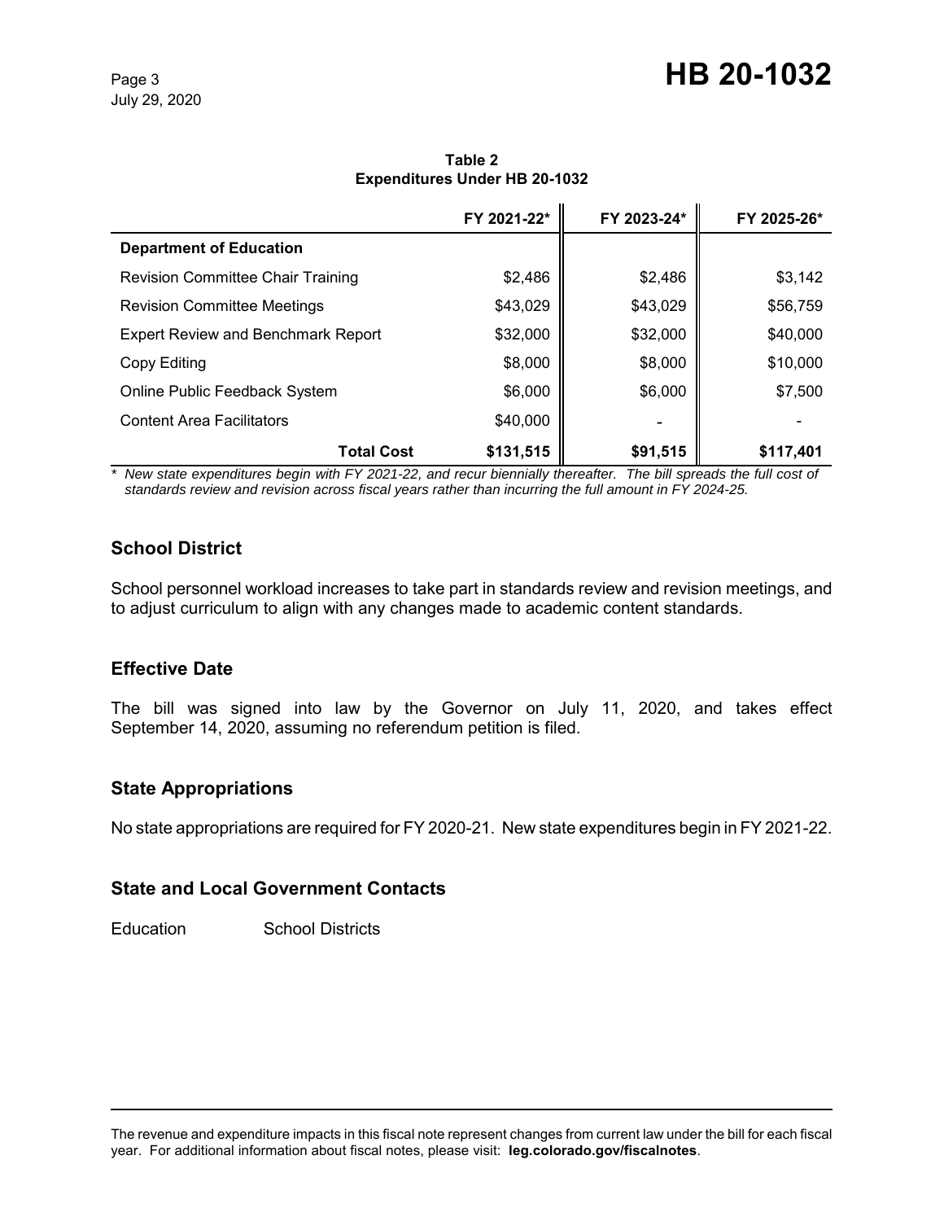**Table 2**
**Expenditures Under HB 20-1032**

| | FY 2021-22* | FY 2023-24* | FY 2025-26* |
|---|---|---|---|
| **Department of Education** | | | |
| Revision Committee Chair Training | $2,486 | $2,486 | $3,142 |
| Revision Committee Meetings | $43,029 | $43,029 | $56,759 |
| Expert Review and Benchmark Report | $32,000 | $32,000 | $40,000 |
| Copy Editing | $8,000 | $8,000 | $10,000 |
| Online Public Feedback System | $6,000 | $6,000 | $7,500 |
| Content Area Facilitators | $40,000 | - | - |
| **Total Cost** | **$131,515** | **$91,515** | **$117,401** |

*\* New state expenditures begin with FY 2021-22, and recur biennially thereafter. The bill spreads the full cost of standards review and revision across fiscal years rather than incurring the full amount in FY 2024-25.*

## School District

School personnel workload increases to take part in standards review and revision meetings, and to adjust curriculum to align with any changes made to academic content standards.

## Effective Date

The bill was signed into law by the Governor on July 11, 2020, and takes effect September 14, 2020, assuming no referendum petition is filed.

## State Appropriations

No state appropriations are required for FY 2020-21. New state expenditures begin in FY 2021-22.

## State and Local Government Contacts

Education School Districts

The revenue and expenditure impacts in this fiscal note represent changes from current law under the bill for each fiscal year. For additional information about fiscal notes, please visit: **leg.colorado.gov/fiscalnotes**.